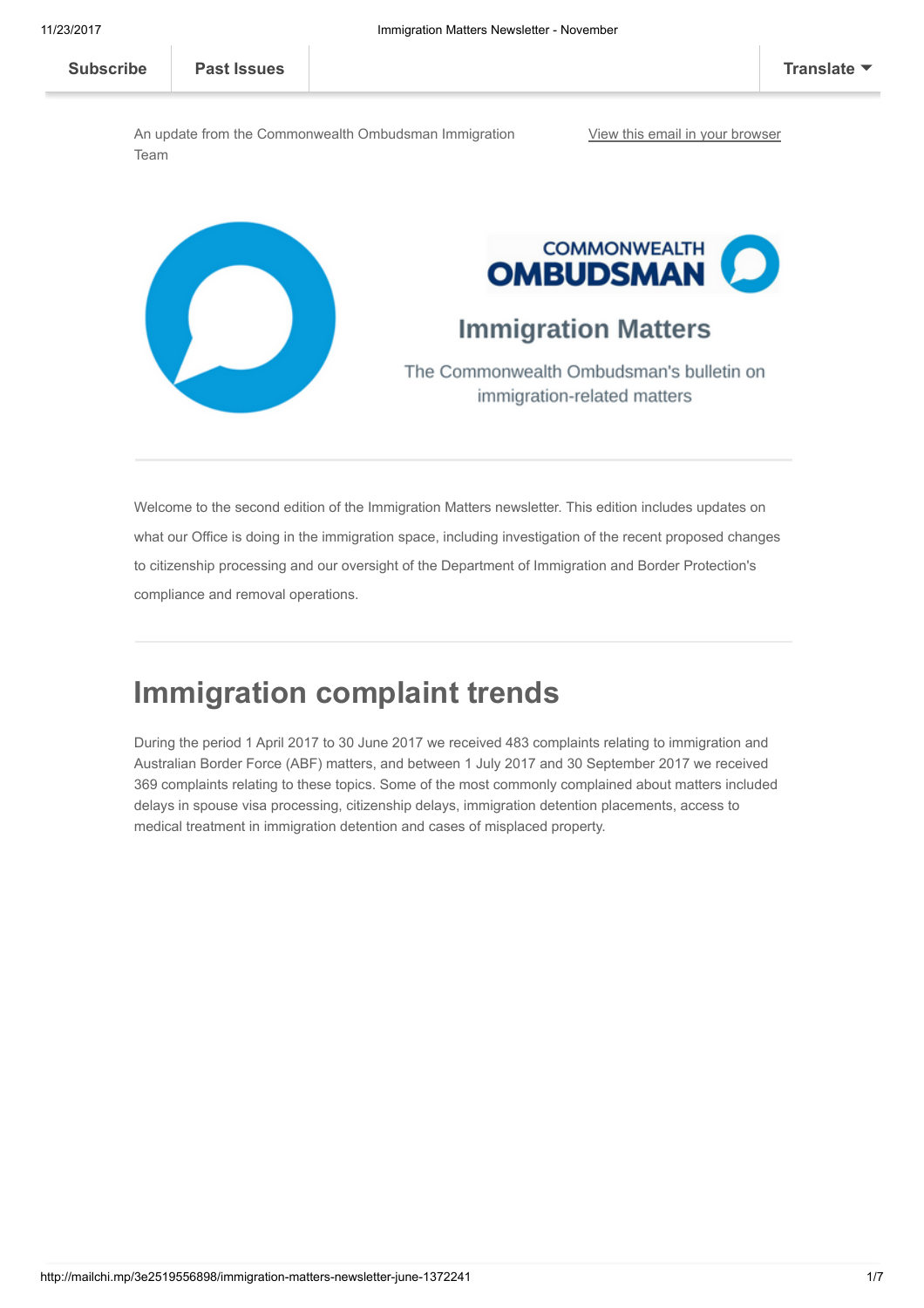Subscribe | Past Issues | Translate

An update from the Commonwealth Ombudsman Immigration Team

View this email in your browser

COMMONWEALTH OMBUDSMAN

## Immigration Matters

The Commonwealth Ombudsman's bulletin on immigration-related matters

---

Welcome to the second edition of the Immigration Matters newsletter. This edition includes updates on what our Office is doing in the immigration space, including investigation of the recent proposed changes to citizenship processing and our oversight of the Department of Immigration and Border Protection's compliance and removal operations.

---

# Immigration complaint trends

During the period 1 April 2017 to 30 June 2017 we received 483 complaints relating to immigration and Australian Border Force (ABF) matters, and between 1 July 2017 and 30 September 2017 we received 369 complaints relating to these topics. Some of the most commonly complained about matters included delays in spouse visa processing, citizenship delays, immigration detention placements, access to medical treatment in immigration detention and cases of misplaced property.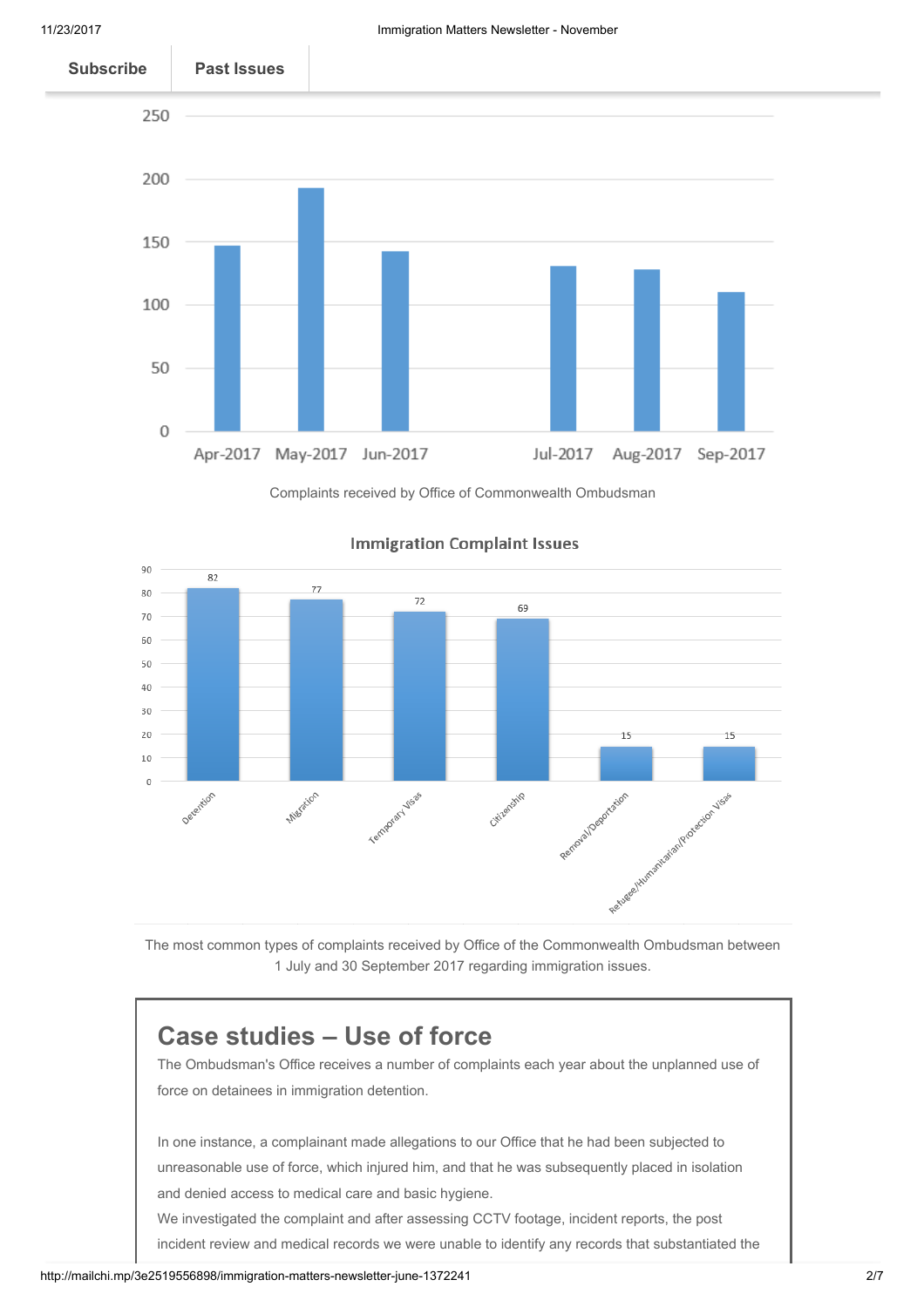Complaints received by Office of Commonwealth Ombudsman

The most common types of complaints received by Office of the Commonwealth Ombudsman between 1 July and 30 September 2017 regarding immigration issues.

## Case studies – Use of force

The Ombudsman's Office receives a number of complaints each year about the unplanned use of force on detainees in immigration detention.

In one instance, a complainant made allegations to our Office that he had been subjected to unreasonable use of force, which injured him, and that he was subsequently placed in isolation and denied access to medical care and basic hygiene.

We investigated the complaint and after assessing CCTV footage, incident reports, the post incident review and medical records we were unable to identify any records that substantiated the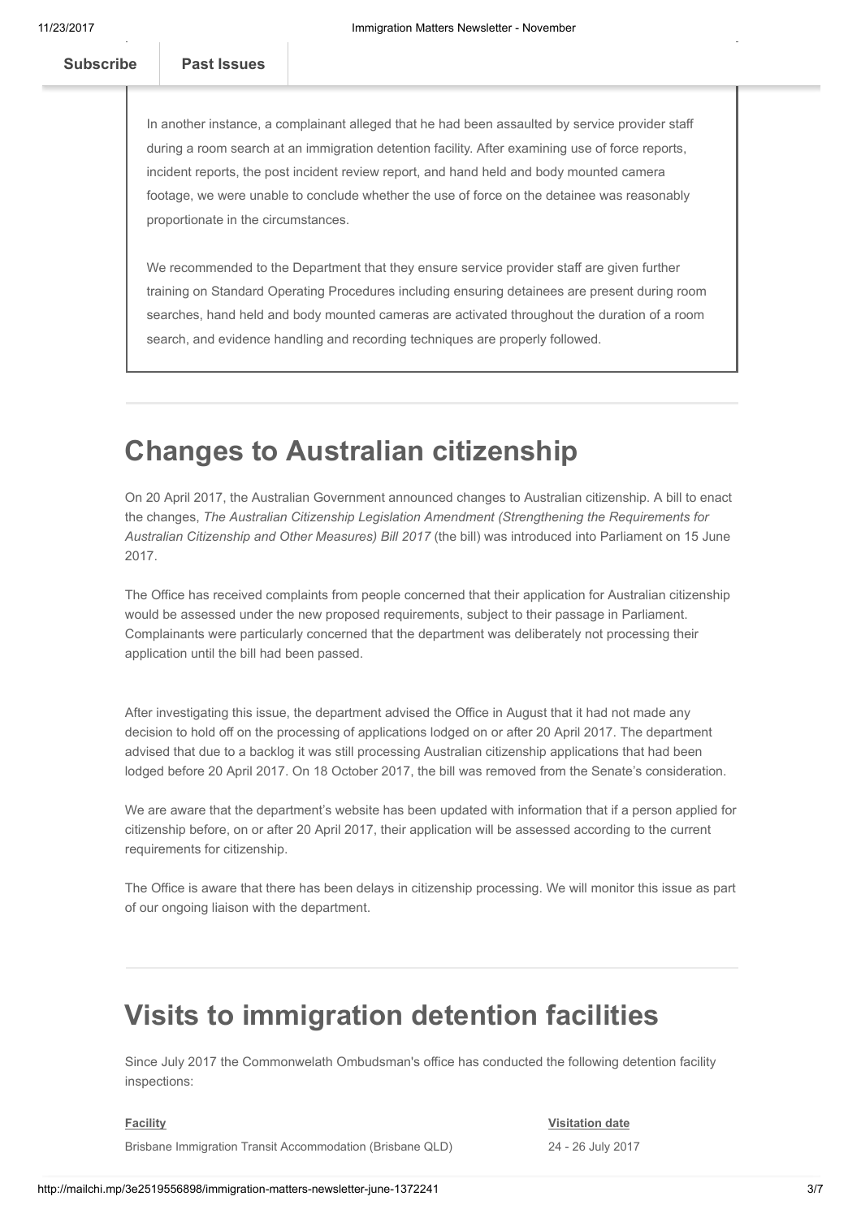In another instance, a complainant alleged that he had been assaulted by service provider staff during a room search at an immigration detention facility. After examining use of force reports, incident reports, the post incident review report, and hand held and body mounted camera footage, we were unable to conclude whether the use of force on the detainee was reasonably proportionate in the circumstances.

We recommended to the Department that they ensure service provider staff are given further training on Standard Operating Procedures including ensuring detainees are present during room searches, hand held and body mounted cameras are activated throughout the duration of a room search, and evidence handling and recording techniques are properly followed.

# Changes to Australian citizenship

On 20 April 2017, the Australian Government announced changes to Australian citizenship. A bill to enact the changes, *The Australian Citizenship Legislation Amendment (Strengthening the Requirements for Australian Citizenship and Other Measures) Bill 2017* (the bill) was introduced into Parliament on 15 June 2017.

The Office has received complaints from people concerned that their application for Australian citizenship would be assessed under the new proposed requirements, subject to their passage in Parliament. Complainants were particularly concerned that the department was deliberately not processing their application until the bill had been passed.

After investigating this issue, the department advised the Office in August that it had not made any decision to hold off on the processing of applications lodged on or after 20 April 2017. The department advised that due to a backlog it was still processing Australian citizenship applications that had been lodged before 20 April 2017. On 18 October 2017, the bill was removed from the Senate's consideration.

We are aware that the department's website has been updated with information that if a person applied for citizenship before, on or after 20 April 2017, their application will be assessed according to the current requirements for citizenship.

The Office is aware that there has been delays in citizenship processing. We will monitor this issue as part of our ongoing liaison with the department.

# Visits to immigration detention facilities

Since July 2017 the Commonwelath Ombudsman's office has conducted the following detention facility inspections:

| Facility | Visitation date |
|---|---|
| Brisbane Immigration Transit Accommodation (Brisbane QLD) | 24 - 26 July 2017 |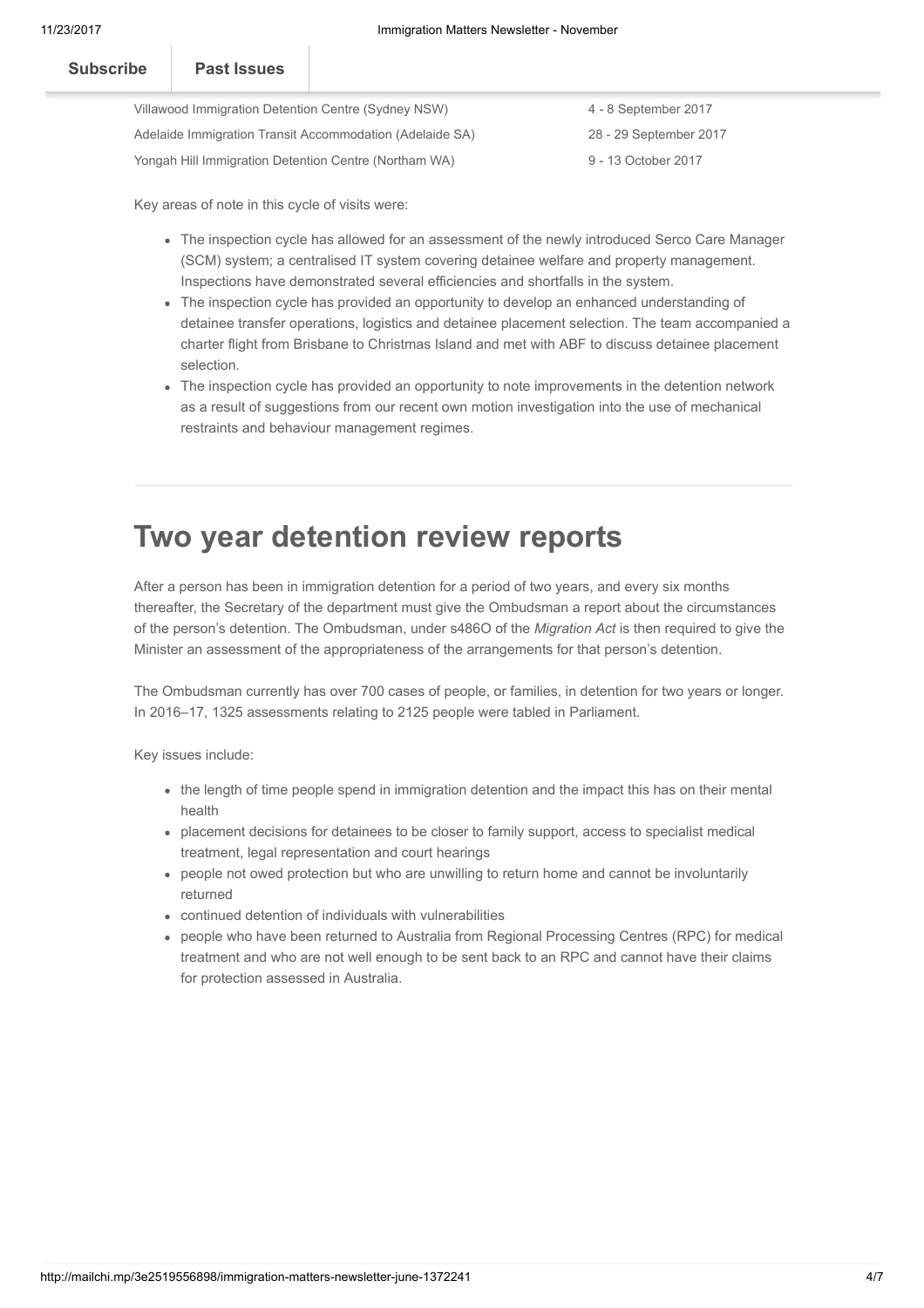| | |
|---|---|
| Villawood Immigration Detention Centre (Sydney NSW) | 4 - 8 September 2017 |
| Adelaide Immigration Transit Accommodation (Adelaide SA) | 28 - 29 September 2017 |
| Yongah Hill Immigration Detention Centre (Northam WA) | 9 - 13 October 2017 |

Key areas of note in this cycle of visits were:

- The inspection cycle has allowed for an assessment of the newly introduced Serco Care Manager (SCM) system; a centralised IT system covering detainee welfare and property management. Inspections have demonstrated several efficiencies and shortfalls in the system.
- The inspection cycle has provided an opportunity to develop an enhanced understanding of detainee transfer operations, logistics and detainee placement selection. The team accompanied a charter flight from Brisbane to Christmas Island and met with ABF to discuss detainee placement selection.
- The inspection cycle has provided an opportunity to note improvements in the detention network as a result of suggestions from our recent own motion investigation into the use of mechanical restraints and behaviour management regimes.

# Two year detention review reports

After a person has been in immigration detention for a period of two years, and every six months thereafter, the Secretary of the department must give the Ombudsman a report about the circumstances of the person's detention. The Ombudsman, under s486O of the *Migration Act* is then required to give the Minister an assessment of the appropriateness of the arrangements for that person's detention.

The Ombudsman currently has over 700 cases of people, or families, in detention for two years or longer. In 2016–17, 1325 assessments relating to 2125 people were tabled in Parliament.

Key issues include:

- the length of time people spend in immigration detention and the impact this has on their mental health
- placement decisions for detainees to be closer to family support, access to specialist medical treatment, legal representation and court hearings
- people not owed protection but who are unwilling to return home and cannot be involuntarily returned
- continued detention of individuals with vulnerabilities
- people who have been returned to Australia from Regional Processing Centres (RPC) for medical treatment and who are not well enough to be sent back to an RPC and cannot have their claims for protection assessed in Australia.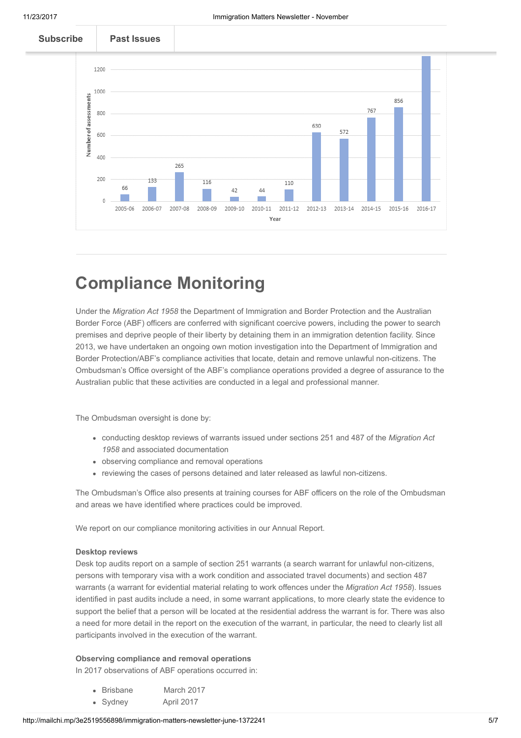| Year | Number of assessments |
| --- | --- |
| 2005-06 | 66 |
| 2006-07 | 133 |
| 2007-08 | 265 |
| 2008-09 | 116 |
| 2009-10 | 42 |
| 2010-11 | 44 |
| 2011-12 | 110 |
| 2012-13 | 630 |
| 2013-14 | 572 |
| 2014-15 | 767 |
| 2015-16 | 856 |
| 2016-17 | |

# Compliance Monitoring

Under the *Migration Act 1958* the Department of Immigration and Border Protection and the Australian Border Force (ABF) officers are conferred with significant coercive powers, including the power to search premises and deprive people of their liberty by detaining them in an immigration detention facility. Since 2013, we have undertaken an ongoing own motion investigation into the Department of Immigration and Border Protection/ABF's compliance activities that locate, detain and remove unlawful non-citizens. The Ombudsman's Office oversight of the ABF's compliance operations provided a degree of assurance to the Australian public that these activities are conducted in a legal and professional manner.

The Ombudsman oversight is done by:

- conducting desktop reviews of warrants issued under sections 251 and 487 of the *Migration Act 1958* and associated documentation
- observing compliance and removal operations
- reviewing the cases of persons detained and later released as lawful non-citizens.

The Ombudsman's Office also presents at training courses for ABF officers on the role of the Ombudsman and areas we have identified where practices could be improved.

We report on our compliance monitoring activities in our Annual Report.

**Desktop reviews**

Desk top audits report on a sample of section 251 warrants (a search warrant for unlawful non-citizens, persons with temporary visa with a work condition and associated travel documents) and section 487 warrants (a warrant for evidential material relating to work offences under the *Migration Act 1958*). Issues identified in past audits include a need, in some warrant applications, to more clearly state the evidence to support the belief that a person will be located at the residential address the warrant is for. There was also a need for more detail in the report on the execution of the warrant, in particular, the need to clearly list all participants involved in the execution of the warrant.

**Observing compliance and removal operations**

In 2017 observations of ABF operations occurred in:

- Brisbane March 2017
- Sydney April 2017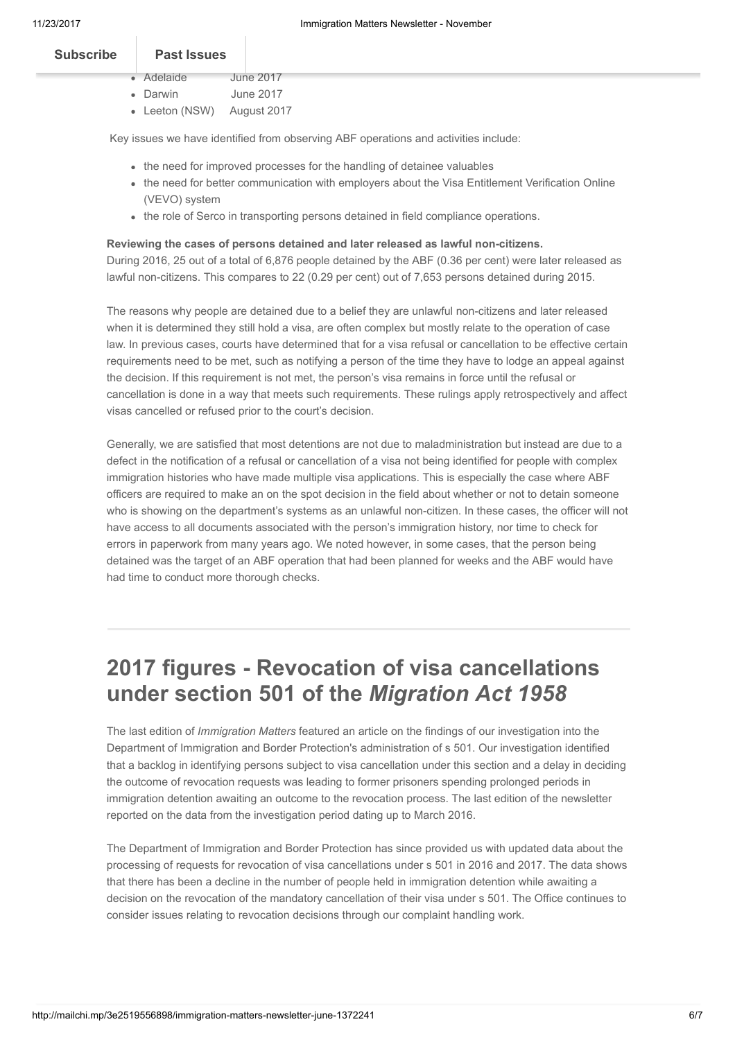- Adelaide June 2017
- Darwin June 2017
- Leeton (NSW) August 2017

Key issues we have identified from observing ABF operations and activities include:

- the need for improved processes for the handling of detainee valuables
- the need for better communication with employers about the Visa Entitlement Verification Online (VEVO) system
- the role of Serco in transporting persons detained in field compliance operations.

**Reviewing the cases of persons detained and later released as lawful non-citizens.**

During 2016, 25 out of a total of 6,876 people detained by the ABF (0.36 per cent) were later released as lawful non-citizens. This compares to 22 (0.29 per cent) out of 7,653 persons detained during 2015.

The reasons why people are detained due to a belief they are unlawful non-citizens and later released when it is determined they still hold a visa, are often complex but mostly relate to the operation of case law. In previous cases, courts have determined that for a visa refusal or cancellation to be effective certain requirements need to be met, such as notifying a person of the time they have to lodge an appeal against the decision. If this requirement is not met, the person's visa remains in force until the refusal or cancellation is done in a way that meets such requirements. These rulings apply retrospectively and affect visas cancelled or refused prior to the court's decision.

Generally, we are satisfied that most detentions are not due to maladministration but instead are due to a defect in the notification of a refusal or cancellation of a visa not being identified for people with complex immigration histories who have made multiple visa applications. This is especially the case where ABF officers are required to make an on the spot decision in the field about whether or not to detain someone who is showing on the department's systems as an unlawful non-citizen. In these cases, the officer will not have access to all documents associated with the person's immigration history, nor time to check for errors in paperwork from many years ago. We noted however, in some cases, that the person being detained was the target of an ABF operation that had been planned for weeks and the ABF would have had time to conduct more thorough checks.

## 2017 figures - Revocation of visa cancellations under section 501 of the *Migration Act 1958*

The last edition of *Immigration Matters* featured an article on the findings of our investigation into the Department of Immigration and Border Protection's administration of s 501. Our investigation identified that a backlog in identifying persons subject to visa cancellation under this section and a delay in deciding the outcome of revocation requests was leading to former prisoners spending prolonged periods in immigration detention awaiting an outcome to the revocation process. The last edition of the newsletter reported on the data from the investigation period dating up to March 2016.

The Department of Immigration and Border Protection has since provided us with updated data about the processing of requests for revocation of visa cancellations under s 501 in 2016 and 2017. The data shows that there has been a decline in the number of people held in immigration detention while awaiting a decision on the revocation of the mandatory cancellation of their visa under s 501. The Office continues to consider issues relating to revocation decisions through our complaint handling work.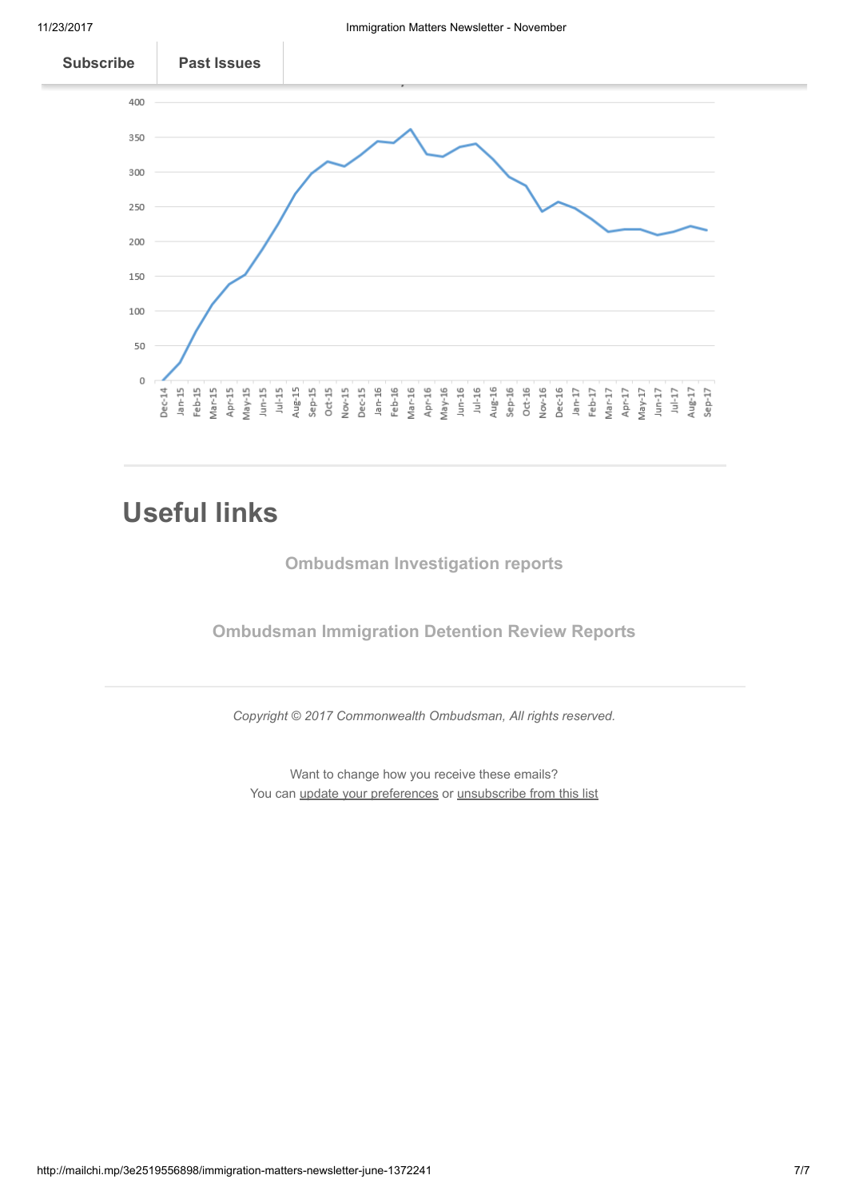Subscribe | Past Issues

400
350
300
250
200
150
100
50
0

Dec-14 Jan-15 Feb-15 Mar-15 Apr-15 May-15 Jun-15 Jul-15 Aug-15 Sep-15 Oct-15 Nov-15 Dec-15 Jan-16 Feb-16 Mar-16 Apr-16 May-16 Jun-16 Jul-16 Aug-16 Sep-16 Oct-16 Nov-16 Dec-16 Jan-17 Feb-17 Mar-17 Apr-17 May-17 Jun-17 Jul-17 Aug-17 Sep-17

# Useful links

**Ombudsman Investigation reports**

**Ombudsman Immigration Detention Review Reports**

*Copyright © 2017 Commonwealth Ombudsman, All rights reserved.*

Want to change how you receive these emails?
You can update your preferences or unsubscribe from this list